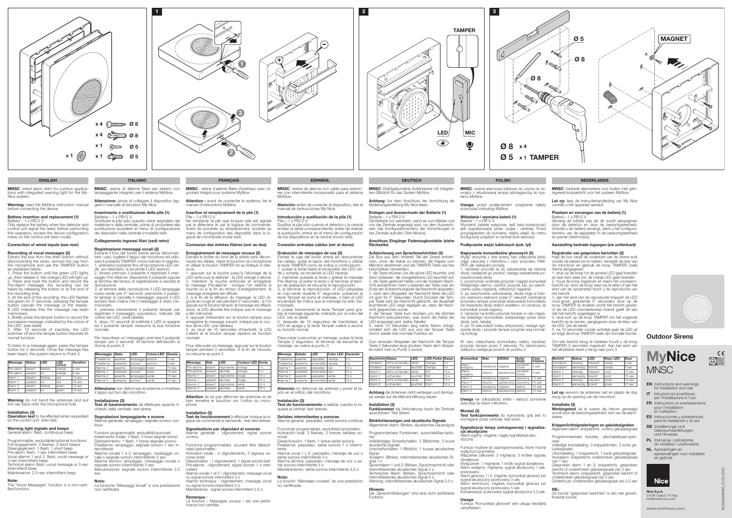## ENGLISH

**MNSC**: wired alarm siren for outdoor applications with integrated warning light for the MyNice system.

**Warning:** read the MyNice instruction manual before connecting the device.

**Battery insertion and replacement (1)**
Battery – 1 x PB12 V.
Only replace the battery when the detector and control unit signal the need; before performing this operation, access the device configuration menu on the control unit (test mode).

**Connection of wired inputs (see rear)**

**Recording of vocal messages (2)**
Extract the box from the siren bottom without disconnecting the wires, remove the cap from the microphone and use the TAMPER button as explained below.
1. Press the button until the green LED lights up, then release it: the orange LED will light up
2. Press and hold the button and record the Pre-Alarm message: the recording can be heard by releasing the button or at the end of the recording time.
3. At the end of the recording, the LED flashes red-green for 5" seconds: pressing the tamper button cancels the message or the steady-lit LED indicates that the message has been memorised.
4. Briefly press the tamper button to record the successive message, indicated by the colour of the LED. (see table)
5. After 10 seconds of inactivity, the LED switches off and the tamper button resumes its normal function.

To listen to a message again, press the tamper button for 2 seconds. Once the message has been heard, the system returns to Point 3

| Message | Status | LED | LED colour | Duration |
|---|---|---|---|---|
| Pre-alarm | absent | flashes | orange | 5 sec |
| Pre-alarm | present | on | orange | 5 sec |
| Alarm 1 | absent | flashes | red | 15 sec |
| Alarm 1 | present | on | red | 15 sec |
| Alarm 2 | absent | flashes | green | 10 sec |
| Alarm 2 | present | on | green | 10 sec |

**Warning** do not bend the antennas and put the cap back onto the microphone hole

**Installation (3)**
**Operation test** to be effected when requested by the control unit: siren test.

**Warning light signals and beeps**
General alarm: flash, continuous beep

Programmable, excludable/optional functions:
Full engagement: 3 flashes, 3 short beeps
Disengagement: 1 flash, 1 short beep
Pre-alarm: flash, 1-sec intermittent beep
Vocal alarms 1 and 2: flash, vocal message or 3-sec intermittent beep
Technical alarm: flash, vocal message or 5-sec intermittent beep
Maintenance: 2.5-sec intermittent beep

**Note:**
The "Voice Messages" function is a non-certified function.

## ITALIANO

**MNSC**: sirena di allarme filare per esterni con lampeggiante integrato per il sistema MyNice.

**Attenzione:** prima di collegare il dispositivo leggere il manuale di istruzioni My Nice.

**Inserimento e sostituzione della pila (1)**
Batteria – 1 x PB12 V.
Sostituire la pila solo quando viene segnalato dal rivelatore e dalla centrale, prima di procedere alla sostituzione accedere al menù di configurazione dei dispositivi nella centrale (modalità test).

**Collegamento ingressi filari (vedi retro)**

**Registrazione messaggi vocali (2)**
Estrarre il box dal fondo sirena senza disconnettere i cavi, togliere il tappo dal microfono ed utilizzare il pulsante TAMPER come indicato in seguito.
1. premere il pulsante fino all'accensione LED verde, poi rilasciarlo: si accende il LED arancio
2. tenere premuto il pulsante e registrare il messaggio Pre-Allarme: rilasciando il pulsante oppure al termine del tempo di registrazione si ascolta la riproduzione.
3. al termine della riproduzione il LED lampeggia rosso-verde per 5" secondi: premendo il pulsante tamper si cancella il messaggio oppure il LED acceso fisso indica che il messaggio è stato memorizzato.
4. premere brevemente il pulsante tamper per registrare il messaggio successivo, indicato dal colore del LED. (vedi tabella)
5. dopo 10 secondi di inattività il LED si spegne ed il pulsante tamper riassume la sua funzione normale.

Per riascoltare un messaggio premere il pulsante tamper per 2 secondi. Al termine dell'ascolto si ritorna al punto 3

| Messaggio | Stato | LED | Colore LED | Durata |
|---|---|---|---|---|
| Preallarme | assente | lampeggio | arancio | 5 sec |
| Preallarme | presente | acceso | arancio | 5 sec |
| Allarme 1 | assente | lampeggio | rosso | 15 sec |
| Allarme 1 | presente | acceso | rosso | 15 sec |
| Allarme 2 | assente | lampeggio | verde | 10 sec |
| Allarme 2 | presente | acceso | verde | 10 sec |

**Attenzione** non deformare le antenne e rimettere il tappo sul foro del microfono

**Installazione (3)**
**Test di funzionamento** da effettuare quando richiesto dalla centrale: test sirene.

**Segnalazioni lampeggiante e sonore**
Allarme generale: lampeggio, segnale sonoro continuo

Funzioni programmabili, escludibili/opzionali:
Inserimento totale: 3 flash, 3 brevi segnali sonori
Disinserimento: 1 flash, 1 breve segnale sonoro
Preallarme: lampeggio, segnale sonoro 1 sec intermittente
Allarme vocale 1 e 2: lampeggio, messaggio vocale o segnale sonoro intermittente 3 sec
Allarme tecnico: lampeggio, messaggio vocale o segnale sonoro intermittente 5 sec
Manutenzione: segnale sonoro intermittente 2,5 sec

**Nota:**
La funzione "Messaggi Vocali" è una prestazione non certificata

## FRANÇAIS

**MNSC** : sirène d'alarme filaire d'extérieur avec clignotant intégré pour système MyNice.

**Attention :** avant de connecter le système, lire le manuel d'instructions MyNice.

**Insertion et remplacement de la pile (1)**
Pile – 1 x PB12 V.
Ne remplacer la pile que lorsque cela est signalé par le détecteur et par la logique de commande. Avant de procéder au remplacement, accéder au menu de configuration des dispositifs dans la logique de commande (mode test).

**Connexion des entrées filaires (voir au dos)**

**Enregistrement de messages vocaux (2)**
Extraire le boîtier du fond de la sirène sans déconnecter les câbles, retirer le bouchon du microphone et utiliser le bouton TAMPER tel qu'indiqué ci-dessous.
1. appuyer sur la touche jusqu'à l'allumage de la LED verte puis la relâcher : la LED orange s'allume
2. maintenir la touche enfoncée et enregistrer le message Pré-alarme : lorsque l'on relâche la touche ou à la fin du temps d'enregistrement, le message enregistré est diffusé.
3. à la fin de la diffusion du message, la LED clignote en rouge et vert pendant 5" secondes : si l'on appuie sur le bouton tamper, le message est effacé, sinon, la LED allumée fixe indique que le message a été mémorisé.
4. appuyer brièvement sur le bouton tamper pour enregistrer le message suivant, indiqué par la couleur de la LED. (voir tableau)
5. au bout de 10 secondes d'inactivité, la LED s'éteint et le bouton tamper reprend sa fonction normale.

Pour réécouter un message, appuyer sur le bouton tamper pendant 2 secondes. À la fin de l'écoute, on retourne au point 3

| Message | État | LED | Couleur LED | Durée |
|---|---|---|---|---|
| Pré-alarme | absent | clignotante | orange | 5 s |
| Pré-alarme | présent | allumée | orange | 5 s |
| Alarme 1 | absent | clignotante | rouge | 15 s |
| Alarme 1 | présent | allumée | rouge | 15 s |
| Alarme 2 | absent | clignotante | verte | 10 s |
| Alarme 2 | présent | allumée | verte | 10 s |

**Attention** de ne pas déformer les antennes et de bien remettre le bouchon sur l'orifice du microphone

**Installation (3)**
**Test de fonctionnement** à effectuer lorsque la logique de commande le demande : test des sirènes.

**Signalisations par clignotant et sonores**
Alarme générale : clignotement, signal sonore continu

Fonctions programmables, pouvant être désactivées/optionnelles :
Activation totale : 3 clignotements, 3 signaux sonores brefs
Désactivation : 1 clignotement, 1 signal sonore bref
Pré-alarme : clignotement, signal sonore 1 s intermittent
Alarme vocale 1 et 2 : clignotement, message vocal ou signal sonore intermittent 3 s
Alarme technique : clignotement, message vocal ou signal sonore intermittent 5 s
Maintenance : signal sonore intermittent 2,5 s

**Remarque :**
La fonction « Messages vocaux » est une performance non certifiée.

## ESPAÑOL

**MNSC**: sirena de alarma con cable para exteriores con intermitente incorporado para el sistema MyNice.

**Atención:** antes de conectar el dispositivo, leer el manual de instrucciones My Nice.

**Introducción y sustitución de la pila (1)**
Pila – 1 x PB12 V.
Sustituir la pila sólo cuando el detector y la central emitan la señal correspondiente; antes de realizar la sustitución, entrar en el menú de configuración de los dispositivos en la central (modo test).

**Conexión entradas cables (ver al dorso)**

**Grabación de mensajes de voz (2)**
Extraer la caja del fondo sirena sin desconectar los cables, quitar el tapón del micrófono y utilizar la tecla TAMPER como se indica a continuación.
1. pulsar la tecla hasta el encendido del LED verde y soltarla: se enciende el LED naranja
2. mantener pulsada la tecla y grabar el mensaje Pre-Alarma: al soltar la tecla o al terminar el tiempo de grabación se escucha la reproducción.
3. al terminar la reproducción, el LED parpadea en rojo-verde durante 5" segundos: pulsando la tecla Tamper se borra el mensaje, o bien el LED encendido fijo indica que el mensaje ha sido memorizado.
4. pulsar brevemente la tecla Tamper para grabar el mensaje siguiente, indicado por el color del LED. (ver la tabla)
5. después de 10 segundos de inactividad, el LED se apaga y la tecla Tamper vuelve a asumir su función normal.

Para volver a escuchar un mensaje, pulsar la tecla Tamper 2 segundos. Al terminar de escuchar el mensaje, se vuelve al punto 3

| Mensaje | Estado | LED | Color LED | Duración |
|---|---|---|---|---|
| Prealarma | ausente | parpadeo | naranja | 5 s |
| Prealarma | presente | encendido | naranja | 5 s |
| Alarma 1 | ausente | parpadeo | rojo | 15 s |
| Alarma 1 | presente | encendido | rojo | 15 s |
| Alarma 2 | ausente | parpadeo | verde | 10 s |
| Alarma 2 | presente | encendido | verde | 10 s |

**Atención** no deformar las antenas y poner el tapón en el orificio del micrófono

**Instalación (3)**
**Test de funcionamiento** a realizar cuando lo requiera la central: test sirenas.

**Señales intermitentes y sonoras**
Alarma general: parpadeo, señal sonora continua

Funciones programables, excluibles/opcionales:
Activación total: 3 flashes, 3 breves señales sonoras
Desactivación: 1 flash, 1 breve señal sonora
Prealarma: parpadeo, señal sonora 1 s intermitente
Alarma vocal 1 y 2: parpadeo, mensaje de voz o señal sonora intermitente 3 s
Alarma técnica: parpadeo, mensaje de voz o señal sonora intermitente 5 s
Mantenimiento: señal sonora intermitente 2,5 s

**Nota:**
La función "Mensajes vocales" es una prestación no certificada.

## DEUTSCH

**MNSC:** Drahtgebundene Außensirene mit integriertem Blitzlicht für das System MyNice.

**Achtung:** Vor dem Anschluss der Vorrichtung die Bedienungsanleitung My Nice lesen.

**Einlegen und Auswechseln der Batterie (1)**
Batterie – 1 x PB12 V.
Die Batterie nur wechseln, wenn es vom Melder und von der Zentrale angezeigt wird; vor dem Auswechseln das Konfigurationsmenü der Vorrichtungen in der Zentrale aufrufen (Test-Modus).

**Anschluss Eingänge Fadenzugkontakte (siehe Rückseite)**

**Aufzeichnung von Sprachnachrichten (2)**
Die Box aus dem hinteren Teil der Sirene entnehmen, ohne die Kabel zu trennen; die Kappe vom Mikrofon abnehmen und die TAMPER Taste wie hier beschrieben verwenden.
1. die Taste drücken, bis die grüne LED leuchtet, und dann loslassen: die orangefarbene LED leuchtet auf.
2. die Taste gedrückt halten und die Voralarm-Nachricht aufzeichnen: beim Loslassen der Taste oder am Ende der Aufzeichnungszeit die Nachricht abspielen.
3. nach dem Abspielen der Nachricht blinkt die LED rot-grün für 5" Sekunden: Durch Drücken der Tamper Taste wird die Nachricht gelöscht, die dauerhaft leuchtende LED zeigt dagegen an, dass die Nachricht gespeichert wurde.
4. die Tamper Taste kurz drücken, um die nächste Nachricht aufzuzeichnen, was durch die Farbe der LED angezeigt wird. (siehe Tabelle)
5. wenn 10 Sekunden lang keine Aktion erfolgt, schaltet sich die LED aus und die Tamper Taste nimmt wieder ihre normale Funktion an.

Zum erneuten Abspielen der Nachricht die Tamper Taste 2 Sekunden lang drücken. Nach dem Abspielen kehrt man zu Punkt 3 zurück

| Nachricht | Status | LED | LED-Farbe | Dauer |
|---|---|---|---|---|
| Voralarm | nicht vorhanden | blinkt | Orange | 5 s |
| Voralarm | vorhanden | leuchtet | Orange | 5 s |
| Alarm 1 | nicht vorhanden | blinkt | Rot | 15 s |
| Alarm 1 | vorhanden | leuchtet | Rot | 15 s |
| Alarm 2 | nicht vorhanden | blinkt | Grün | 10 s |
| Alarm 2 | vorhanden | leuchtet | Grün | 10 s |

**Achtung** die Antennen nicht verbiegen und die Kappe wieder auf die Mikrofonöffnung setzen

**Installation (3)**
**Funktionstest** bei Anforderung durch die Zentrale auszuführen: Test Sirene.

**Blinklichtanzeigen und akustische Signale**
Allgemeiner Alarm: Blinken, akustisches Dauersignal

Programmierbare Funktionen, ausschließbar/optional:
Vollständiges Scharfschalten: 3 Blitzlichter, 3 kurze akustische Signale
Unscharfschalten: 1 Blitzlicht, 1 kurzes akustisches Signal
Voralarm: Blinken, intermittierendes akustisches Signal 1 s
Sprachalarm 1 und 2: Blinken, Sprachnachricht oder intermittierendes akustisches Signal 3 s
Technischer Alarm: Blinken, Sprachnachricht oder intermittierendes akustisches Signal 5 s
Wartung: intermittierendes akustisches Signal 2,5 s

**Hinweis:**
Die „Sprachmitteilungen" sind eine nicht zertifizierte Funktion.

## POLSKI

**MNSC:** syrena alarmowa kablowa do użycia na zewnątrz z wbudowaną lampą ostrzegawczą do systemu MyNice.

**Uwaga:** przed podłączeniem urządzenia należy przeczytać instrukcję MyNice.

**Wkładanie i wymiana baterii (1)**
Bateria – 1 x PB12 V.
Wymienić baterię wyłącznie, jeśli taka konieczność jest sygnalizowana przez czujkę i centralę. Przed przystąpieniem do wymiany, należy wejść do menu konfiguracji urządzeń w centrali (tryb testowy).

**Podłączenie wejść kablowych (zob. tył)**

**Nagrywanie komunikatów głosowych (2)**
Wyjąć skrzynkę z dna syreny bez odłączania kabli, zdjąć zatyczkę z mikrofonu i użyć przycisku TAMPER, jak wskazano poniżej.
1. nacisnąć przycisk aż do zaświecenia się zielonej diody, następnie go zwolnić: nastąpi zaświecenie pomarańczowej diody
2. przytrzymać wciśnięty przycisk i nagrać komunikat Wstępnego alarmu: zwolnić przycisk lub, po zakończeniu czasu nagrania, odtworzyć nagranie.
3. po zakończeniu odtwarzania, dioda miga w kolorze czerwono-zielonym przez 5" sekund: naciśnięcie przycisku tamper powoduje skasowanie komunikatu lub świecenie diody stałym światłem, co oznacza, że komunikat został nagrany.
4. nacisnąć na krótko przycisk tamper w celu nagrania kolejnego komunikatu wskazanego przez kolor diody. (zob. tabela)
5. po 10 sekundach braku aktywności, nastąpi zgaszenie diody i przycisk tamper przyjmie swą normalną funkcję.

W celu odsłuchania komunikatu należy nacisnąć przycisk tamper przez 2 sekundy. Po zakończeniu odsłuchu następuje powrót do punktu 3

| Komunikat | Stan | DIODA | Kolor diody | Czas trwania |
|---|---|---|---|---|
| Alarm wstępny | nieobecny | miganie | pomarańczowy | 5 sek. |
| Alarm wstępny | obecny | zaświecona | pomarańczowy | 5 sek. |
| Alarm 1 | nieobecny | miganie | czerwony | 15 sek. |
| Alarm 1 | obecny | zaświecona | czerwony | 15 sek. |
| Alarm 2 | nieobecny | miganie | zielony | 10 sek. |
| Alarm 2 | obecny | zaświecona | zielony | 10 sek. |

**Uwaga** nie odkształcać anten i nałożyć ponownie zatyczkę na otwór mikrofonu

**Montaż (3)**
**Test funkcjonowania** do wykonania, gdy jest to wymagane przez centralę: test syren.

**Sygnalizacje lampy ostrzegawczej i sygnalizacje akustyczne**
Alarm ogólny: miganie, ciągła sygnalizacja akustyczna

Funkcje możliwe do zaprogramowania, które można wyłączyć/opcjonalne:
Włączenie całkowite: 3 mignięcia, 3 krótkie sygnały dźwiękowe
Wyłączenie: 1 mignięcie, 1 krótki sygnał dźwiękowy
Alarm wstępny: mignięcie, sygnał akustyczny 1 sek. przerywany
Alarm głosowy 1 i 2: miganie, komunikat głosowy lub sygnał akustyczny przerywany 3 sek.
Alarm techniczny: miganie, komunikat głosowy lub sygnał akustyczny przerywany 5 sek.
Konserwacja: przerywany sygnał akustyczny 2,5 sek.

**Uwaga:**
Funkcja "Komunikaty głosowe" jest usługą niecertyfikatem.

## NEDERLANDS

**MNSC**: bedrade alarmsirene voor buiten met geïntegreerd knipperlicht voor het systeem MyNice.

**Let op:** lees de instructiehandleiding van My Nice voordat u het apparaat aansluit.

**Plaatsen en vervangen van de batterij (1)**
Batterij – 1 x PB12 V.
Vervang de batterij pas als dit wordt aangegeven door de detector en door de besturingseenheid. Voordat u de batterij vervangt, dient u het configuratiemenu van de apparaten in de besturingseenheid te openen (testmodus).

**Aansluiting bedrade ingangen (zie achterkant)**

**Registratie van gesproken berichten (2)**
Haal de box vanaf de onderkant van de sirene eruit zonder de kabels los te maken, verwijder de dop van de microfoon en gebruik de knop TAMPER zoals hierna aangegeven.
1. druk op de knop tot de groene LED gaat branden en laat hem weer los: de oranje LED gaat branden
2. houd de knop ingedrukt en neem het vooralarmbericht op: door de knop weer los te laten of aan het eind van de opnametijd hoort u de reproductie van het bericht.
3. aan het eind van de reproductie knippert de LED rood-groen gedurende 5" seconden: door op de knop TAMPER te drukken wordt het bericht gewist, of als de LED ononderbroken brandt geeft dit aan dat het bericht opgeslagen is.
4. druk kort op de knop TAMPER om het volgende bericht op te nemen, aangegeven door de kleur van de LED. (zie de tabel)
5. na 10 seconden zonder activiteit gaat de LED uit en krijgt de knop TAMPER weer zijn normale functie.

Om een bericht terug te luisteren houdt u de knop TAMPER 2 seconden ingedrukt. Aan het eind van het afluisteren keert u terug naar punt 3

| Bericht | Status | LED | Kleur LED | Duur |
|---|---|---|---|---|
| Vooralarm | afwezig | knippert | oranje | 5 sec |
| Vooralarm | aanwezig | brandt | oranje | 5 sec |
| Alarm 1 | afwezig | knippert | rood | 15 sec |
| Alarm 1 | aanwezig | brandt | rood | 15 sec |
| Alarm 2 | afwezig | knippert | groen | 10 sec |
| Alarm 2 | aanwezig | brandt | groen | 10 sec |

**Let op** vervorm de antennes niet en plaats de dop terug op de opening van de microfoon

**Installatie (3)**
**Werkingstest** uit te voeren als hierom gevraagd wordt door de besturingseenheid: test van de alarmsirene.

**Knipperlichtsignaleringen en geluidssignalen**
Algemeen alarm: knipperlicht, continu geluidssignaal

Programmeerbare functies, uitschakelbaar/optioneel:
Volledige inschakeling: 3 knipperlichten, 3 korte geluidssignalen
Uitschakeling: 1 knipperlicht, 1 korte geluidssignaal
Vooralarm: knipperlicht, onderbroken geluidssignaal van 1 sec
Gesproken alarm 1 en 2: knipperlicht, gesproken bericht of onderbroken geluidssignaal van 3 sec
Technisch alarm: knipperlicht, gesproken bericht of onderbroken geluidssignaal van 5 sec
Onderhoud: onderbroken geluidssignaal van 2,5 sec

**NB.:**
De functie "gesproken berichten" is een niet gecertificeerde functie.

---

**Outdoor Sirens**

**MyNice**
MNSC

- **EN** Instructions and warnings for installation and use
- **IT** Istruzioni ed avvertenze per l'installazione e l'uso
- **FR** Instructions et avertissements pour l'installation et l'utilisation
- **ES** Instrucciones y advertencias para la instalación y el uso
- **DE** Installierungs-und Gebrauchsanleitungen und Hinweise
- **PL** Instrukcje i ostrzeżenia do instalacji i użytkowania
- **NL** Aanwijzingen en aanbevelingen voor installatie en gebruik

**Nice S.p.A.**
31046 Oderzo TV Italy
info@niceforyou.com

www.niceforyou.com

IS0569A00MM_22-09-2020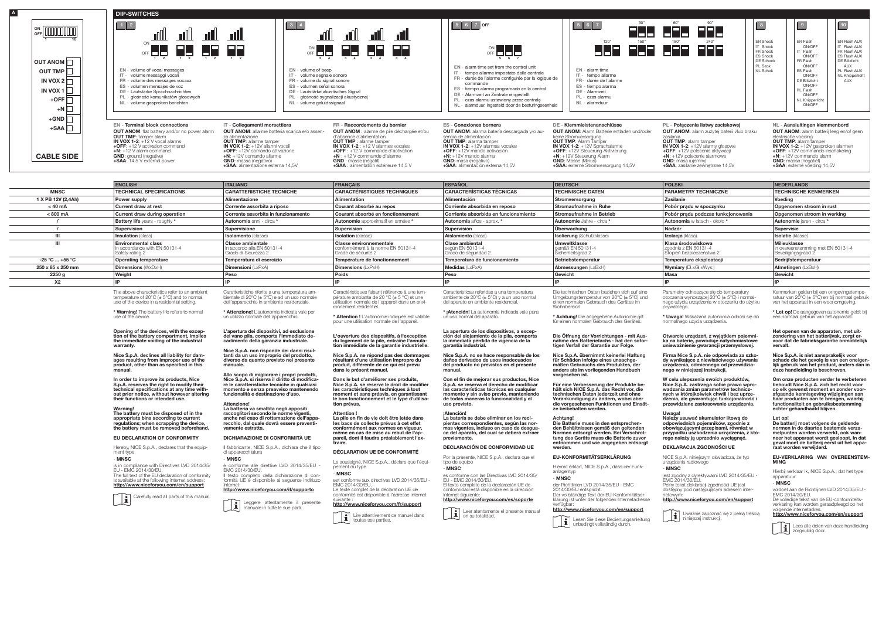**A**

## DIP-SWITCHES

ON
OFF
1 10

OUT ANOM
OUT TMP
IN VOX 2
IN VOX 1
+OFF
+N
+GND
+SAA

**CABLE SIDE**

**1 2**

ON
OFF
1 2 1 2 1 2 1 2

EN - volume of vocal messages
IT - volume messaggi vocali
FR - volume des messages vocaux
ES - volumen mensajes de voz
DE - Lautstärke Sprachnachrichten
PL - głośność komunikatów głosowych
NL - volume gesproken berichten

**3 4**

ON
OFF
3 4 3 4 3 4 3 4

EN - volume of beep
IT - volume segnale sonoro
FR - volume du signal sonore
ES - volumen señal sonora
DE - Lautstärke akustisches Signal
PL - głośność sygnalizacji akustycznej
NL - volume geluidssignaal

**5 6 7** OFF

ON
OFF
5 6 7

EN - alarm time set from the control unit
IT - tempo allarme impostato dalla centrale
FR - durée de l'alarme configurée par la logique de commande
ES - tiempo alarma programado en la central
DE - Alarmzeit an Zentrale eingestellt
PL - czas alarmu ustawiony przez centralę
NL - alarmduur, ingesteld door de besturingseenheid

**5 6 7**

30° 60° 90° 120° 150° 180° 240°

EN - alarm time
IT - tempo allarme
FR - durée de l'alarme
ES - tiempo alarma
DE - Alarmzeit
PL - czas alarmu
NL - alarmduur

**8**

EN Shock
IT Shock
FR Shock
ES Shock
DE Schock
PL Szok
NL Schok

**9**

EN Flash ON/OFF
IT Flash ON/OFF
FR Flash ON/OFF
ES Flash ON/OFF
DE Blitzlicht ON/OFF
PL Flash ON/OFF
NL Knipperlicht ON/OFF

**10**

EN Flash AUX
IT Flash AUX
FR Flash AUX
ES Flash AUX
DE Blitzlicht AUX
PL Flash AUX
NL Knipperlicht AUX

**EN - Terminal block connections**
**OUT ANOM**: flat battery and/or no power alarm
**OUT TMP**: tamper alarm
**IN VOX 1-2**: +12 V vocal alarms
**+OFF**: +12 V activation command
**+N**: +12 V alarm command
**GND**: ground (negative)
**+SAA**: 14.5 V external power

**IT - Collegamenti morsettiera**
**OUT ANOM**: allarme batteria scarica e/o assenza alimentazione
**OUT TMP**: allarme tamper
**IN VOX 1-2**: +12V allarmi vocali
**+OFF**: +12V comando attivazione
**+N**: +12V comando allarme
**GND**: massa (negativo)
**+SAA**: alimentazione esterna 14,5V

**FR - Raccordements du bornier**
**OUT ANOM**: alarme de pile déchargée et/ou d'absence d'alimentation
**OUT TMP**: alarme tamper
**IN VOX 1-2**: +12 V alarmes vocales
**+OFF**: +12 V commande d'activation
**+N**: +12 V commande d'alarme
**GND**: masse (négatif)
**+SAA**: alimentation extérieure 14,5 V

**ES - Conexiones bornera**
**OUT ANOM**: alarma batería descargada y/o ausencia de alimentación
**OUT TMP**: alarma tamper
**IN VOX 1-2**: +12V alarmas vocales
**+OFF**: +12V mando activación
**+N**: +12V mando alarma
**GND**: masa (negativo)
**+SAA**: alimentación externa 14,5V

**DE - Klemmleistenanschlüsse**
**OUT ANOM**: Alarm Batterie entladen und/oder keine Stromversorgung
**OUT TMP**: Alarm Tamper
**IN VOX 1-2**: +12V Sprachalarme
**+OFF**: +12V Steuerung Aktivierung
**+N**: +12V Steuerung Alarm
**GND**: Masse (Minus)
**+SAA**: externe Stromversorgung 14,5V

**PL - Połączenia listwy zaciskowej**
**OUT ANOM**: alarm zużytej baterii i/lub braku zasilania
**OUT TMP**: alarm tamper
**IN VOX 1-2**: +12V alarmy głosowe
**+OFF**: +12V polecenie aktywacji
**+N**: +12V polecenie alarmowe
**GND**: masa (ujemny)
**+SAA**: zasilanie zewnętrzne 14,5V

**NL - Aansluitingen klemmenbord**
**OUT ANOM**: alarm batterij leeg en/of geen elektrische voeding
**OUT TMP**: alarm tamper
**IN VOX 1-2**: +12V gesproken alarmen
**+OFF**: +12V commando inschakeling
**+N**: +12V commando alarm
**GND**: massa (negatief)
**+SAA**: externe voeding 14,5V

| | ENGLISH | ITALIANO | FRANÇAIS | ESPAÑOL | DEUTSCH | POLSKI | NEDERLANDS |
|---|---|---|---|---|---|---|---|
| **MNSC** | **TECHNICAL SPECIFICATIONS** | **CARATTERISTICHE TECNICHE** | **CARACTÉRISTIQUES TECHNIQUES** | **CARACTERÍSTICAS TÉCNICAS** | **TECHNISCHE DATEN** | **PARAMETRY TECHNICZNE** | **TECHNISCHE KENMERKEN** |
| **1 X PB 12V (2,4Ah)** | **Power supply** | **Alimentazione** | **Alimentation** | **Alimentación** | **Stromversorgung** | **Zasilanie** | **Voeding** |
| **< 40 mA** | **Current draw at rest** | **Corrente assorbita a riposo** | **Courant absorbé au repos** | **Corriente absorbida en reposo** | **Stromaufnahme in Ruhe** | **Pobór prądu w spoczynku** | **Opgenomen stroom in rust** |
| **< 800 mA** | **Current draw during operation** | **Corrente assorbita in funzionamento** | **Courant absorbé en fonctionnement** | **Corriente absorbida en funcionamiento** | **Stromaufnahme in Betrieb** | **Pobór prądu podczas funkcjonowania** | **Opgenomen stroom in werking** |
| **/** | **Battery life** years - roughly * | **Autonomia** anni - circa * | **Autonomie** approximatif en années * | **Autonomía** años - aprox. * | **Autonomie** Jahre - circa * | **Autonomia** w latach - około * | **Autonomie** jaren - circa * |
| **/** | **Supervision** | **Supervisione** | **Supervision** | **Supervisión** | **Überwachung** | **Nadzór** | **Supervisie** |
| **III** | **Insulation** (class) | **Isolamento** (classe) | **Isolation** (classe) | **Aislamiento** (clase) | **Isolierung** (Schutzklasse) | **Izolacja** (klasa) | **Isolatie** (klasse) |
| **III** | **Environmental class** in accordance with EN 50131-4 Safety rating 2 | **Classe ambientale** in accordo alla EN 50131-4 Grado di Sicurezza 2 | **Classe environnementale** conformément à la norme EN 50131-4 Grade de sécurité 2 | **Clase ambiental** según EN 50131-4 Grado de seguridad 2 | **Umweltklasse** gemäß EN 50131-4 Sicherheitsgrad 2 | **Klasa środowiskowa** zgodnie z EN 50131-4 Stopień bezpieczeństwa 2 | **Milieuklasse** in overeenstemming met EN 50131-4 Beveiligingsgraad 2 |
| **-25 °C ... +55 °C** | **Operating temperature** | **Temperatura di esercizio** | **Température de fonctionnement** | **Temperatura de funcionamiento** | **Betriebstemperatur** | **Temperatura eksploatacji** | **Bedrijfstemperatuur** |
| **250 x 85 x 250 mm** | **Dimensions** (WxDxH) | **Dimensioni** (LxPxA) | **Dimensions** (LxPxH) | **Medidas** (LxPxA) | **Abmessungen** (LxBxH) | **Wymiary** (Dł.xGł.xWys.) | **Afmetingen** (LxBxH) |
| **2250 g** | **Weight** | **Peso** | **Poids** | **Peso** | **Gewicht** | **Masa** | **Gewicht** |
| **X2** | **IP** | **IP** | **IP** | **IP** | **IP** | **IP** | **IP** |

### ENGLISH

The above characteristics refer to an ambient temperature of 20°C (± 5°C) and to normal use of the device in a residential setting.

**\* Warning!** The battery life refers to normal use of the device.

**Opening of the devices, with the exception of the battery compartment, implies the immediate voiding of the industrial warranty.**

**Nice S.p.A. declines all liability for damages resulting from improper use of the product, other than as specified in this manual.**

**In order to improve its products, Nice S.p.A. reserves the right to modify their technical specifications at any time without prior notice, without however altering their functions or intended use.**

**Warning!**
**The battery must be disposed of in the appropriate bins according to current regulations; when scrapping the device, the battery must be removed beforehand.**

**EU DECLARATION OF CONFORMITY**

Hereby, NICE S.p.A., declares that the equipment type
- **MNSC**
is in compliance with Directives LVD 2014/35/EU - EMC 2014/30/EU.
The full text of the EU declaration of conformity is available at the following internet address:
**http://www.niceforyou.com/en/support**

Carefully read all parts of this manual.

### ITALIANO

Caratteristiche riferite a una temperatura ambientale di 20°C (± 5°C) e ad un uso normale dell'apparecchio in ambiente residenziale.

**\* Attenzione!** L'autonomia indicata vale per un utilizzo normale dell'apparecchio.

**L'apertura dei dispositivi, ad esclusione del vano pila, comporta l'immediato decadimento della garanzia industriale.**

**Nice S.p.A. non risponde dei danni risultanti da un uso improprio del prodotto, diverso da quanto previsto nel presente manuale.**

**Allo scopo di migliorare i propri prodotti, Nice S.p.A. si riserva il diritto di modificare le caratteristiche tecniche in qualsiasi momento e senza preavviso mantenendo funzionalità e destinazione d'uso.**

**Attenzione!**
**La batteria va smaltita negli appositi raccoglitori secondo le norme vigenti, anche nel caso di rottamazione dell'apparecchio, dal quale dovrà essere preventivamente estratta.**

**DICHIARAZIONE DI CONFORMITÀ UE**

Il fabbricante, NICE S.p.A., dichiara che il tipo di apparecchiatura
- **MNSC**
è conforme alle direttive LVD 2014/35/EU - EMC 2014/30/EU.
Il testo completo della dichiarazione di conformità UE è disponibile al seguente indirizzo Internet:
**http://www.niceforyou.com/it/supporto**

Leggere attentamente il presente manuale in tutte le sue parti.

### FRANÇAIS

Caractéristiques faisant référence à une température ambiante de 20 °C (± 5 °C) et une utilisation normale de l'appareil dans un environnement résidentiel.

**\* Attention !** L'autonomie indiquée est valable pour une utilisation normale de l'appareil.

**L'ouverture des dispositifs, à l'exception du logement de la pile, entraîne l'annulation immédiate de la garantie industrielle.**

**Nice S.p.A. ne répond pas des dommages résultant d'une utilisation impropre du produit, différente de ce qui est prévu dans le présent manuel.**

**Dans le but d'améliorer ses produits, Nice S.p.A. se réserve le droit de modifier les caractéristiques techniques à tout moment et sans préavis, en garantissant le bon fonctionnement et le type d'utilisation prévus.**

**Attention !**
**La pile en fin de vie doit être jetée dans les bacs de collecte prévus à cet effet conformément aux normes en vigueur, même en cas de mise au rebut de l'appareil, dont il faudra préalablement l'extraire.**

**DÉCLARATION UE DE CONFORMITÉ**

Le soussigné, NICE S.p.A., déclare que l'équipement du type
- **MNSC**
est conforme aux directives LVD 2014/35/EU - EMC 2014/30/EU.
Le texte complet de la déclaration UE de conformité est disponible à l'adresse internet suivante :
**http://www.niceforyou.com/fr/support**

Lire attentivement ce manuel dans toutes ses parties.

### ESPAÑOL

Características referidas a una temperatura ambiente de 20°C (± 5°C) y a un uso normal del aparato en ambiente residencial.

**\* ¡Atención!** La autonomía indicada vale para un uso normal del aparato.

**La apertura de los dispositivos, a excepción del alojamiento de la pila, comporta la inmediata pérdida de vigencia de la garantía industrial.**

**Nice S.p.A. no se hace responsable de los daños derivados de usos inadecuados del producto no previstos en el presente manual.**

**Con el fin de mejorar sus productos, Nice S.p.A. se reserva el derecho de modificar las características técnicas en cualquier momento y sin aviso previo, manteniendo de todas maneras la funcionalidad y el uso previsto.**

**¡Atención!**
**La batería se debe eliminar en los recipientes correspondientes, según las normas vigentes, incluso en caso de desguace del aparato, del cual se deberá extraer previamente.**

**DECLARACIÓN DE CONFORMIDAD UE**

Por la presente, NICE S.p.A., declara que el tipo de equipo
- **MNSC**
es conforme con las Directivas LVD 2014/35/EU - EMC 2014/30/EU.
El texto completo de la declaración UE de conformidad está disponible en la dirección Internet siguiente:
**http://www.niceforyou.com/es/soporte**

Leer atentamente el presente manual en su totalidad.

### DEUTSCH

Die technischen Daten beziehen sich auf eine Umgebungstemperatur von 20°C (± 5°C) und einen normalen Gebrauch des Gerätes im Wohnbereich.

**\* Achtung!** Die angegebene Autonomie gilt für einen normalen Gebrauch des Gerätes.

**Die Öffnung der Vorrichtungen - mit Ausnahme des Batteriefachs - hat den sofortigen Verfall der Garantie zur Folge.**

**Nice S.p.A. übernimmt keinerlei Haftung für Schäden infolge eines unsachgemäßen Gebrauchs des Produktes, der anders als im vorliegenden Handbuch vorgesehen ist.**

**Für eine Verbesserung der Produkte behält sich NICE S.p.A. das Recht vor, die technischen Daten jederzeit und ohne Vorankündigung zu ändern, wobei aber die vorgesehenen Funktionen und Einsätze beibehalten werden.**

**Achtung!**
**Die Batterie muss in den entsprechenden Behältnissen gemäß den geltenden Normen entsorgt werden. Bei Verschrottung des Geräts muss die Batterie zuvor entnommen und wie angegeben entsorgt werden.**

**EU-KONFORMITÄTSERKLÄRUNG**

Hiermit erklärt, NICE S.p.A., dass der Funkanlagentyp
- **MNSC**
der Richtlinien LVD 2014/35/EU - EMC 2014/30/EU entspricht.
Der vollständige Text der EU-Konformitätserklärung ist unter der folgenden Internetadresse verfügbar:
**http://www.niceforyou.com/en/support**

Lesen Sie diese Bedienungsanleitung unbedingt vollständig durch.

### POLSKI

Parametry odnoszące się do temperatury otoczenia wynoszącej 20°C (± 5°C) i normalnego użycia urządzenia w otoczeniu do użytku prywatnego.

**\* Uwaga!** Wskazana autonomia odnosi się do normalnego użycia urządzenia.

**Otwarcie urządzeń, z wyjątkiem pojemnika na baterie, powoduje natychmiastowe unieważnienie gwarancji przemysłowej.**

**Firma Nice S.p.A. nie odpowiada za szkody wynikające z niewłaściwego używania urządzenia, odmiennego od przewidzianego w niniejszej instrukcji.**

**W celu ulepszenia swoich produktów, Nice S.p.A. zastrzega sobie prawo wprowadzania zmian parametrów technicznych w którejkolwiek chwili i bez uprzedzenia, ale gwarantując funkcjonalność i przewidziane zastosowanie urządzenia.**

**Uwaga!**
**Należy usuwać akumulator litowy do odpowiednich pojemników, zgodnie z obowiązującymi przepisami, również w przypadku uszkodzenia urządzenia, z którego należy ją uprzednio wyciągnąć.**

**DEKLARACJA ZGODNOŚCI UE**

NICE S.p.A. niniejszym oświadcza, że typ urządzenia radiowego
- **MNSC**
jest zgodny z dyrektywami LVD 2014/35/EU - EMC 2014/30/EU.
Pełny tekst deklaracji zgodności UE jest dostępny pod następującym adresem internetowym:
**http://www.niceforyou.com/en/support**

Uważnie zapoznać się z pełną treścią niniejszej instrukcji.

### NEDERLANDS

Kenmerken gelden bij een omgevingstemperatuur van 20°C (± 5°C) en bij normaal gebruik van het apparaat in een woonomgeving.

**\* Let op!** De aangegeven autonomie geldt bij een normaal gebruik van het apparaat.

**Het openen van de apparaten, met uitzondering van het batterijvak, zorgt ervoor dat de fabrieksgarantie onmiddellijk vervalt.**

**Nice S.p.A. is niet aansprakelijk voor schade die het gevolg is van een oneigenlijk gebruik van het product, anders dan in deze handleiding is beschreven.**

**Om onze producten verder te verbeteren behoudt Nice S.p.A. zich het recht voor op elk gewenst moment en zonder voorafgaande kennisgeving wijzigingen aan haar producten aan te brengen, waarbij functionaliteit en gebruiksbestemming echter gehandhaafd blijven.**

**Let op!**
**De batterij moet volgens de geldende normen in de daartoe bestemde verzamelpunten worden verwerkt, ook wanneer het apparaat wordt gesloopt. In dat geval moet de batterij eerst uit het apparaat worden verwijderd.**

**EU-VERKLARING VAN OVEREENSTEMMING**

Hierbij verklaar ik, NICE S.p.A., dat het type apparatuur
- **MNSC**
voldoet aan de Richtlijnen LVD 2014/35/EU - EMC 2014/30/EU.
De volledige tekst van de EU-conformiteitsverklaring kan worden geraadpleegd op het volgende internetadres:
**http://www.niceforyou.com/en/support**

Lees alle delen van deze handleiding zorgvuldig door.